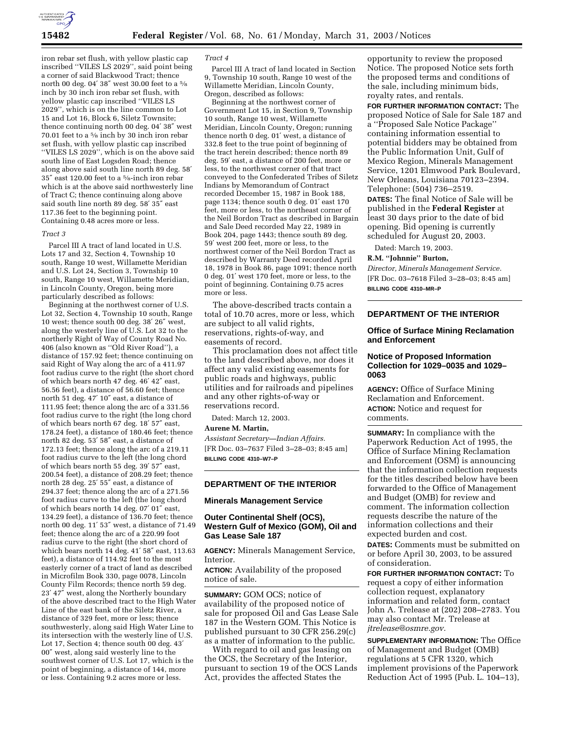iron rebar set flush, with yellow plastic cap inscribed ''VILES LS 2029'', said point being a corner of said Blackwood Tract; thence north 00 deg. 04′ 38″ west 30.00 feet to a 5/8 inch by 30 inch iron rebar set flush, with yellow plastic cap inscribed ''VILES LS 2029'', which is on the line common to Lot 15 and Lot 16, Block 6, Siletz Townsite; thence continuing north 00 deg. 04′ 38″ west 70.01 feet to a 5/8 inch by 30 inch iron rebar set flush, with yellow plastic cap inscribed ''VILES LS 2029'', which is on the above said south line of East Logsden Road; thence along above said south line north 89 deg. 58′ 35″ east 120.00 feet to a 5/8-inch iron rebar which is at the above said northwesterly line of Tract C; thence continuing along above said south line north 89 deg. 58′ 35″ east 117.36 feet to the beginning point. Containing 0.48 acres more or less.

*Tract 3*

Parcel III A tract of land located in U.S. Lots 17 and 32, Section 4, Township 10 south, Range 10 west, Willamette Meridian and U.S. Lot 24, Section 3, Township 10 south, Range 10 west, Willamette Meridian, in Lincoln County, Oregon, being more particularly described as follows:

Beginning at the northwest corner of U.S. Lot 32, Section 4, Township 10 south, Range 10 west; thence south 00 deg. 38′ 26″ west, along the westerly line of U.S. Lot 32 to the northerly Right of Way of County Road No. 406 (also known as ''Old River Road''), a distance of 157.92 feet; thence continuing on said Right of Way along the arc of a 411.97 foot radius curve to the right (the short chord of which bears north 47 deg. 46′ 42″ east, 56.56 feet), a distance of 56.60 feet; thence north 51 deg. 47′ 10″ east, a distance of 111.95 feet; thence along the arc of a 331.56 foot radius curve to the right (the long chord of which bears north 67 deg. 18′ 57″ east, 178.24 feet), a distance of 180.46 feet; thence north 82 deg. 53′ 58″ east, a distance of 172.13 feet; thence along the arc of a 219.11 foot radius curve to the left (the long chord of which bears north 55 deg. 39′ 57″ east, 200.54 feet), a distance of 208.29 feet; thence north 28 deg. 25′ 55″ east, a distance of 294.37 feet; thence along the arc of a 271.56 foot radius curve to the left (the long chord of which bears north 14 deg. 07′ 01″ east, 134.29 feet), a distance of 136.70 feet; thence north 00 deg. 11′ 53″ west, a distance of 71.49 feet; thence along the arc of a 220.99 foot radius curve to the right (the short chord of which bears north 14 deg. 41′ 58″ east, 113.63 feet), a distance of 114.92 feet to the most easterly corner of a tract of land as described in Microfilm Book 330, page 0078, Lincoln County Film Records; thence north 59 deg. 23′ 47″ west, along the Northerly boundary of the above described tract to the High Water Line of the east bank of the Siletz River, a distance of 329 feet, more or less; thence southwesterly, along said High Water Line to its intersection with the westerly line of U.S. Lot 17, Section 4; thence south 00 deg. 43′ 00″ west, along said westerly line to the southwest corner of U.S. Lot 17, which is the point of beginning, a distance of 144, more or less. Containing 9.2 acres more or less.

*Tract 4*

Parcel III A tract of land located in Section 9, Township 10 south, Range 10 west of the Willamette Meridian, Lincoln County, Oregon, described as follows:

Beginning at the northwest corner of Government Lot 15, in Section 9, Township 10 south, Range 10 west, Willamette Meridian, Lincoln County, Oregon; running thence north 0 deg. 01′ west, a distance of 332.8 feet to the true point of beginning of the tract herein described; thence north 89 deg. 59′ east, a distance of 200 feet, more or less, to the northwest corner of that tract conveyed to the Confederated Tribes of Siletz Indians by Memorandum of Contract recorded December 15, 1987 in Book 188, page 1134; thence south 0 deg. 01′ east 170 feet, more or less, to the northeast corner of the Neil Bordon Tract as described in Bargain and Sale Deed recorded May 22, 1989 in Book 204, page 1443; thence south 89 deg. 59′ west 200 feet, more or less, to the northwest corner of the Neil Bordon Tract as described by Warranty Deed recorded April 18, 1978 in Book 86, page 1091; thence north 0 deg. 01′ west 170 feet, more or less, to the point of beginning. Containing 0.75 acres more or less.

The above-described tracts contain a total of 10.70 acres, more or less, which are subject to all valid rights, reservations, rights-of-way, and easements of record.

This proclamation does not affect title to the land described above, nor does it affect any valid existing easements for public roads and highways, public utilities and for railroads and pipelines and any other rights-of-way or reservations record.

Dated: March 12, 2003.

**Aurene M. Martin,**

*Assistant Secretary—Indian Affairs.*

[FR Doc. 03–7637 Filed 3–28–03; 8:45 am]

**BILLING CODE 4310–W7–P**

## DEPARTMENT OF THE INTERIOR

### Minerals Management Service

### Outer Continental Shelf (OCS), Western Gulf of Mexico (GOM), Oil and Gas Lease Sale 187

**AGENCY:** Minerals Management Service, Interior.

**ACTION:** Availability of the proposed notice of sale.

**SUMMARY:** GOM OCS; notice of availability of the proposed notice of sale for proposed Oil and Gas Lease Sale 187 in the Western GOM. This Notice is published pursuant to 30 CFR 256.29(c) as a matter of information to the public.

With regard to oil and gas leasing on the OCS, the Secretary of the Interior, pursuant to section 19 of the OCS Lands Act, provides the affected States the opportunity to review the proposed Notice. The proposed Notice sets forth the proposed terms and conditions of the sale, including minimum bids, royalty rates, and rentals.

**FOR FURTHER INFORMATION CONTACT:** The proposed Notice of Sale for Sale 187 and a ''Proposed Sale Notice Package'' containing information essential to potential bidders may be obtained from the Public Information Unit, Gulf of Mexico Region, Minerals Management Service, 1201 Elmwood Park Boulevard, New Orleans, Louisiana 70123–2394. Telephone: (504) 736–2519.

**DATES:** The final Notice of Sale will be published in the **Federal Register** at least 30 days prior to the date of bid opening. Bid opening is currently scheduled for August 20, 2003.

Dated: March 19, 2003.

**R.M. ''Johnnie'' Burton,**

*Director, Minerals Management Service.*

[FR Doc. 03–7618 Filed 3–28–03; 8:45 am]

**BILLING CODE 4310–MR–P**

## DEPARTMENT OF THE INTERIOR

### Office of Surface Mining Reclamation and Enforcement

### Notice of Proposed Information Collection for 1029–0035 and 1029–0063

**AGENCY:** Office of Surface Mining Reclamation and Enforcement.

**ACTION:** Notice and request for comments.

**SUMMARY:** In compliance with the Paperwork Reduction Act of 1995, the Office of Surface Mining Reclamation and Enforcement (OSM) is announcing that the information collection requests for the titles described below have been forwarded to the Office of Management and Budget (OMB) for review and comment. The information collection requests describe the nature of the information collections and their expected burden and cost.

**DATES:** Comments must be submitted on or before April 30, 2003, to be assured of consideration.

**FOR FURTHER INFORMATION CONTACT:** To request a copy of either information collection request, explanatory information and related form, contact John A. Trelease at (202) 208–2783. You may also contact Mr. Trelease at *jtrelease@osmre.gov.*

**SUPPLEMENTARY INFORMATION:** The Office of Management and Budget (OMB) regulations at 5 CFR 1320, which implement provisions of the Paperwork Reduction Act of 1995 (Pub. L. 104–13),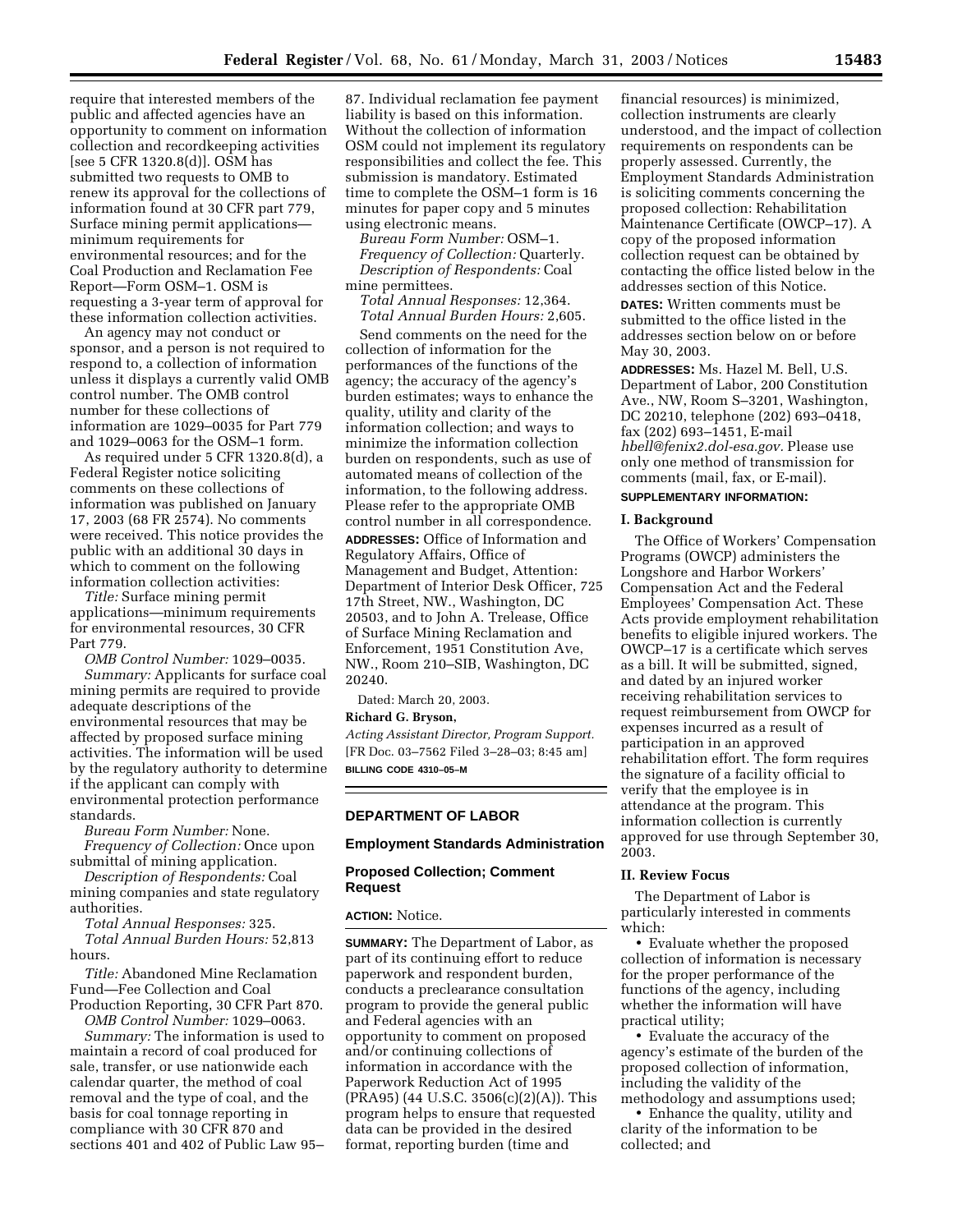require that interested members of the public and affected agencies have an opportunity to comment on information collection and recordkeeping activities [see 5 CFR 1320.8(d)]. OSM has submitted two requests to OMB to renew its approval for the collections of information found at 30 CFR part 779, Surface mining permit applications—minimum requirements for environmental resources; and for the Coal Production and Reclamation Fee Report—Form OSM–1. OSM is requesting a 3-year term of approval for these information collection activities.

An agency may not conduct or sponsor, and a person is not required to respond to, a collection of information unless it displays a currently valid OMB control number. The OMB control number for these collections of information are 1029–0035 for Part 779 and 1029–0063 for the OSM–1 form.

As required under 5 CFR 1320.8(d), a Federal Register notice soliciting comments on these collections of information was published on January 17, 2003 (68 FR 2574). No comments were received. This notice provides the public with an additional 30 days in which to comment on the following information collection activities:

*Title:* Surface mining permit applications—minimum requirements for environmental resources, 30 CFR Part 779.

*OMB Control Number:* 1029–0035.

*Summary:* Applicants for surface coal mining permits are required to provide adequate descriptions of the environmental resources that may be affected by proposed surface mining activities. The information will be used by the regulatory authority to determine if the applicant can comply with environmental protection performance standards.

*Bureau Form Number:* None.

*Frequency of Collection:* Once upon submittal of mining application.

*Description of Respondents:* Coal mining companies and state regulatory authorities.

*Total Annual Responses:* 325.

*Total Annual Burden Hours:* 52,813 hours.

*Title:* Abandoned Mine Reclamation Fund—Fee Collection and Coal Production Reporting, 30 CFR Part 870.

*OMB Control Number:* 1029–0063.

*Summary:* The information is used to maintain a record of coal produced for sale, transfer, or use nationwide each calendar quarter, the method of coal removal and the type of coal, and the basis for coal tonnage reporting in compliance with 30 CFR 870 and sections 401 and 402 of Public Law 95–87. Individual reclamation fee payment liability is based on this information. Without the collection of information OSM could not implement its regulatory responsibilities and collect the fee. This submission is mandatory. Estimated time to complete the OSM–1 form is 16 minutes for paper copy and 5 minutes using electronic means.

*Bureau Form Number:* OSM–1.

*Frequency of Collection:* Quarterly.

*Description of Respondents:* Coal mine permittees.

*Total Annual Responses:* 12,364.

*Total Annual Burden Hours:* 2,605.

Send comments on the need for the collection of information for the performances of the functions of the agency; the accuracy of the agency's burden estimates; ways to enhance the quality, utility and clarity of the information collection; and ways to minimize the information collection burden on respondents, such as use of automated means of collection of the information, to the following address. Please refer to the appropriate OMB control number in all correspondence.

**ADDRESSES:** Office of Information and Regulatory Affairs, Office of Management and Budget, Attention: Department of Interior Desk Officer, 725 17th Street, NW., Washington, DC 20503, and to John A. Trelease, Office of Surface Mining Reclamation and Enforcement, 1951 Constitution Ave, NW., Room 210–SIB, Washington, DC 20240.

Dated: March 20, 2003.

**Richard G. Bryson,**

*Acting Assistant Director, Program Support.*

[FR Doc. 03–7562 Filed 3–28–03; 8:45 am]

**BILLING CODE 4310–05–M**

## DEPARTMENT OF LABOR

### Employment Standards Administration

### Proposed Collection; Comment Request

**ACTION:** Notice.

**SUMMARY:** The Department of Labor, as part of its continuing effort to reduce paperwork and respondent burden, conducts a preclearance consultation program to provide the general public and Federal agencies with an opportunity to comment on proposed and/or continuing collections of information in accordance with the Paperwork Reduction Act of 1995 (PRA95) (44 U.S.C. 3506(c)(2)(A)). This program helps to ensure that requested data can be provided in the desired format, reporting burden (time and financial resources) is minimized, collection instruments are clearly understood, and the impact of collection requirements on respondents can be properly assessed. Currently, the Employment Standards Administration is soliciting comments concerning the proposed collection: Rehabilitation Maintenance Certificate (OWCP–17). A copy of the proposed information collection request can be obtained by contacting the office listed below in the addresses section of this Notice.

**DATES:** Written comments must be submitted to the office listed in the addresses section below on or before May 30, 2003.

**ADDRESSES:** Ms. Hazel M. Bell, U.S. Department of Labor, 200 Constitution Ave., NW, Room S–3201, Washington, DC 20210, telephone (202) 693–0418, fax (202) 693–1451, E-mail *hbell@fenix2.dol-esa.gov.* Please use only one method of transmission for comments (mail, fax, or E-mail).

**SUPPLEMENTARY INFORMATION:**

**I. Background**

The Office of Workers' Compensation Programs (OWCP) administers the Longshore and Harbor Workers' Compensation Act and the Federal Employees' Compensation Act. These Acts provide employment rehabilitation benefits to eligible injured workers. The OWCP–17 is a certificate which serves as a bill. It will be submitted, signed, and dated by an injured worker receiving rehabilitation services to request reimbursement from OWCP for expenses incurred as a result of participation in an approved rehabilitation effort. The form requires the signature of a facility official to verify that the employee is in attendance at the program. This information collection is currently approved for use through September 30, 2003.

**II. Review Focus**

The Department of Labor is particularly interested in comments which:

- Evaluate whether the proposed collection of information is necessary for the proper performance of the functions of the agency, including whether the information will have practical utility;
- Evaluate the accuracy of the agency's estimate of the burden of the proposed collection of information, including the validity of the methodology and assumptions used;
- Enhance the quality, utility and clarity of the information to be collected; and